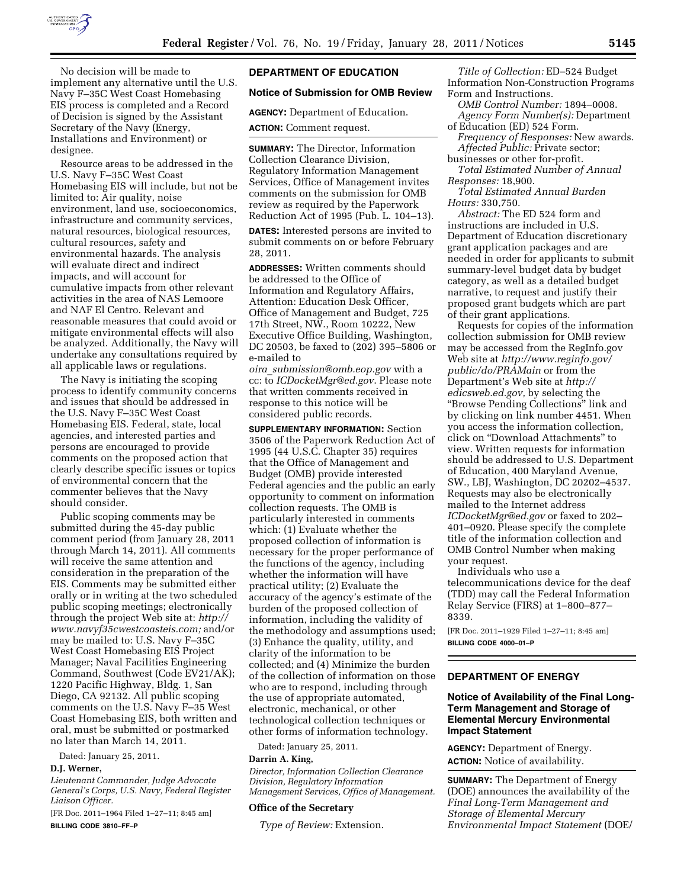No decision will be made to implement any alternative until the U.S. Navy F–35C West Coast Homebasing EIS process is completed and a Record of Decision is signed by the Assistant Secretary of the Navy (Energy, Installations and Environment) or designee.

Resource areas to be addressed in the U.S. Navy F–35C West Coast Homebasing EIS will include, but not be limited to: Air quality, noise environment, land use, socioeconomics, infrastructure and community services, natural resources, biological resources, cultural resources, safety and environmental hazards. The analysis will evaluate direct and indirect impacts, and will account for cumulative impacts from other relevant activities in the area of NAS Lemoore and NAF El Centro. Relevant and reasonable measures that could avoid or mitigate environmental effects will also be analyzed. Additionally, the Navy will undertake any consultations required by all applicable laws or regulations.

The Navy is initiating the scoping process to identify community concerns and issues that should be addressed in the U.S. Navy F–35C West Coast Homebasing EIS. Federal, state, local agencies, and interested parties and persons are encouraged to provide comments on the proposed action that clearly describe specific issues or topics of environmental concern that the commenter believes that the Navy should consider.

Public scoping comments may be submitted during the 45-day public comment period (from January 28, 2011 through March 14, 2011). All comments will receive the same attention and consideration in the preparation of the EIS. Comments may be submitted either orally or in writing at the two scheduled public scoping meetings; electronically through the project Web site at: *http://www.navyf35cwestcoasteis.com;* and/or may be mailed to: U.S. Navy F–35C West Coast Homebasing EIS Project Manager; Naval Facilities Engineering Command, Southwest (Code EV21/AK); 1220 Pacific Highway, Bldg. 1, San Diego, CA 92132. All public scoping comments on the U.S. Navy F–35 West Coast Homebasing EIS, both written and oral, must be submitted or postmarked no later than March 14, 2011.

Dated: January 25, 2011.

**D.J. Werner,**

*Lieutenant Commander, Judge Advocate General's Corps, U.S. Navy, Federal Register Liaison Officer.*

[FR Doc. 2011–1964 Filed 1–27–11; 8:45 am]

**BILLING CODE 3810–FF–P**

## DEPARTMENT OF EDUCATION

### Notice of Submission for OMB Review

**AGENCY:** Department of Education.

**ACTION:** Comment request.

**SUMMARY:** The Director, Information Collection Clearance Division, Regulatory Information Management Services, Office of Management invites comments on the submission for OMB review as required by the Paperwork Reduction Act of 1995 (Pub. L. 104–13).

**DATES:** Interested persons are invited to submit comments on or before February 28, 2011.

**ADDRESSES:** Written comments should be addressed to the Office of Information and Regulatory Affairs, Attention: Education Desk Officer, Office of Management and Budget, 725 17th Street, NW., Room 10222, New Executive Office Building, Washington, DC 20503, be faxed to (202) 395–5806 or e-mailed to *oira_submission@omb.eop.gov* with a cc: to *ICDocketMgr@ed.gov*. Please note that written comments received in response to this notice will be considered public records.

**SUPPLEMENTARY INFORMATION:** Section 3506 of the Paperwork Reduction Act of 1995 (44 U.S.C. Chapter 35) requires that the Office of Management and Budget (OMB) provide interested Federal agencies and the public an early opportunity to comment on information collection requests. The OMB is particularly interested in comments which: (1) Evaluate whether the proposed collection of information is necessary for the proper performance of the functions of the agency, including whether the information will have practical utility; (2) Evaluate the accuracy of the agency's estimate of the burden of the proposed collection of information, including the validity of the methodology and assumptions used; (3) Enhance the quality, utility, and clarity of the information to be collected; and (4) Minimize the burden of the collection of information on those who are to respond, including through the use of appropriate automated, electronic, mechanical, or other technological collection techniques or other forms of information technology.

Dated: January 25, 2011.

**Darrin A. King,**

*Director, Information Collection Clearance Division, Regulatory Information Management Services, Office of Management.*

### Office of the Secretary

*Type of Review:* Extension.

*Title of Collection:* ED–524 Budget Information Non-Construction Programs Form and Instructions.

*OMB Control Number:* 1894–0008.

*Agency Form Number(s):* Department of Education (ED) 524 Form.

*Frequency of Responses:* New awards.

*Affected Public:* Private sector; businesses or other for-profit.

*Total Estimated Number of Annual Responses:* 18,900.

*Total Estimated Annual Burden Hours:* 330,750.

*Abstract:* The ED 524 form and instructions are included in U.S. Department of Education discretionary grant application packages and are needed in order for applicants to submit summary-level budget data by budget category, as well as a detailed budget narrative, to request and justify their proposed grant budgets which are part of their grant applications.

Requests for copies of the information collection submission for OMB review may be accessed from the RegInfo.gov Web site at *http://www.reginfo.gov/public/do/PRAMain* or from the Department's Web site at *http://edicsweb.ed.gov,* by selecting the "Browse Pending Collections" link and by clicking on link number 4451. When you access the information collection, click on "Download Attachments" to view. Written requests for information should be addressed to U.S. Department of Education, 400 Maryland Avenue, SW., LBJ, Washington, DC 20202–4537. Requests may also be electronically mailed to the Internet address *ICDocketMgr@ed.gov* or faxed to 202–401–0920. Please specify the complete title of the information collection and OMB Control Number when making your request.

Individuals who use a telecommunications device for the deaf (TDD) may call the Federal Information Relay Service (FIRS) at 1–800–877–8339.

[FR Doc. 2011–1929 Filed 1–27–11; 8:45 am]

**BILLING CODE 4000–01–P**

## DEPARTMENT OF ENERGY

### Notice of Availability of the Final Long-Term Management and Storage of Elemental Mercury Environmental Impact Statement

**AGENCY:** Department of Energy.

**ACTION:** Notice of availability.

**SUMMARY:** The Department of Energy (DOE) announces the availability of the *Final Long-Term Management and Storage of Elemental Mercury Environmental Impact Statement* (DOE/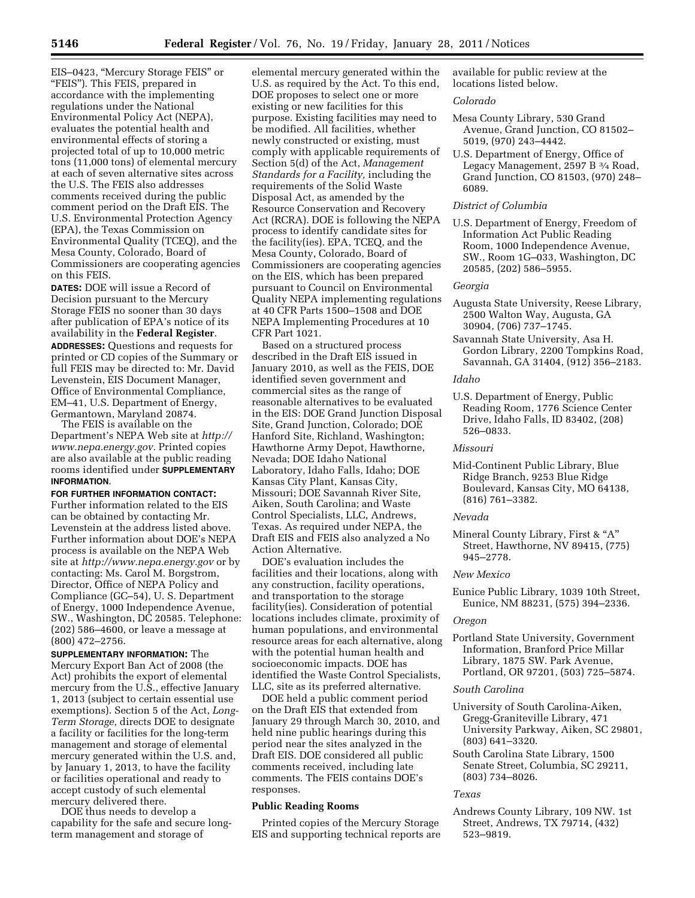EIS–0423, "Mercury Storage FEIS" or "FEIS"). This FEIS, prepared in accordance with the implementing regulations under the National Environmental Policy Act (NEPA), evaluates the potential health and environmental effects of storing a projected total of up to 10,000 metric tons (11,000 tons) of elemental mercury at each of seven alternative sites across the U.S. The FEIS also addresses comments received during the public comment period on the Draft EIS. The U.S. Environmental Protection Agency (EPA), the Texas Commission on Environmental Quality (TCEQ), and the Mesa County, Colorado, Board of Commissioners are cooperating agencies on this FEIS.

**DATES:** DOE will issue a Record of Decision pursuant to the Mercury Storage FEIS no sooner than 30 days after publication of EPA's notice of its availability in the **Federal Register**.

**ADDRESSES:** Questions and requests for printed or CD copies of the Summary or full FEIS may be directed to: Mr. David Levenstein, EIS Document Manager, Office of Environmental Compliance, EM–41, U.S. Department of Energy, Germantown, Maryland 20874.

The FEIS is available on the Department's NEPA Web site at *http://www.nepa.energy.gov.* Printed copies are also available at the public reading rooms identified under **SUPPLEMENTARY INFORMATION**.

**FOR FURTHER INFORMATION CONTACT:** Further information related to the EIS can be obtained by contacting Mr. Levenstein at the address listed above. Further information about DOE's NEPA process is available on the NEPA Web site at *http://www.nepa.energy.gov* or by contacting: Ms. Carol M. Borgstrom, Director, Office of NEPA Policy and Compliance (GC–54), U. S. Department of Energy, 1000 Independence Avenue, SW., Washington, DC 20585. Telephone: (202) 586–4600, or leave a message at (800) 472–2756.

**SUPPLEMENTARY INFORMATION:** The Mercury Export Ban Act of 2008 (the Act) prohibits the export of elemental mercury from the U.S., effective January 1, 2013 (subject to certain essential use exemptions). Section 5 of the Act, *Long-Term Storage,* directs DOE to designate a facility or facilities for the long-term management and storage of elemental mercury generated within the U.S. and, by January 1, 2013, to have the facility or facilities operational and ready to accept custody of such elemental mercury delivered there.

DOE thus needs to develop a capability for the safe and secure long-term management and storage of elemental mercury generated within the U.S. as required by the Act. To this end, DOE proposes to select one or more existing or new facilities for this purpose. Existing facilities may need to be modified. All facilities, whether newly constructed or existing, must comply with applicable requirements of Section 5(d) of the Act, *Management Standards for a Facility,* including the requirements of the Solid Waste Disposal Act, as amended by the Resource Conservation and Recovery Act (RCRA). DOE is following the NEPA process to identify candidate sites for the facility(ies). EPA, TCEQ, and the Mesa County, Colorado, Board of Commissioners are cooperating agencies on the EIS, which has been prepared pursuant to Council on Environmental Quality NEPA implementing regulations at 40 CFR Parts 1500–1508 and DOE NEPA Implementing Procedures at 10 CFR Part 1021.

Based on a structured process described in the Draft EIS issued in January 2010, as well as the FEIS, DOE identified seven government and commercial sites as the range of reasonable alternatives to be evaluated in the EIS: DOE Grand Junction Disposal Site, Grand Junction, Colorado; DOE Hanford Site, Richland, Washington; Hawthorne Army Depot, Hawthorne, Nevada; DOE Idaho National Laboratory, Idaho Falls, Idaho; DOE Kansas City Plant, Kansas City, Missouri; DOE Savannah River Site, Aiken, South Carolina; and Waste Control Specialists, LLC, Andrews, Texas. As required under NEPA, the Draft EIS and FEIS also analyzed a No Action Alternative.

DOE's evaluation includes the facilities and their locations, along with any construction, facility operations, and transportation to the storage facility(ies). Consideration of potential locations includes climate, proximity of human populations, and environmental resource areas for each alternative, along with the potential human health and socioeconomic impacts. DOE has identified the Waste Control Specialists, LLC, site as its preferred alternative.

DOE held a public comment period on the Draft EIS that extended from January 29 through March 30, 2010, and held nine public hearings during this period near the sites analyzed in the Draft EIS. DOE considered all public comments received, including late comments. The FEIS contains DOE's responses.

## Public Reading Rooms

Printed copies of the Mercury Storage EIS and supporting technical reports are available for public review at the locations listed below.

*Colorado*

Mesa County Library, 530 Grand Avenue, Grand Junction, CO 81502–5019, (970) 243–4442.

U.S. Department of Energy, Office of Legacy Management, 2597 B ¾ Road, Grand Junction, CO 81503, (970) 248–6089.

*District of Columbia*

U.S. Department of Energy, Freedom of Information Act Public Reading Room, 1000 Independence Avenue, SW., Room 1G–033, Washington, DC 20585, (202) 586–5955.

*Georgia*

Augusta State University, Reese Library, 2500 Walton Way, Augusta, GA 30904, (706) 737–1745.

Savannah State University, Asa H. Gordon Library, 2200 Tompkins Road, Savannah, GA 31404, (912) 356–2183.

*Idaho*

U.S. Department of Energy, Public Reading Room, 1776 Science Center Drive, Idaho Falls, ID 83402, (208) 526–0833.

*Missouri*

Mid-Continent Public Library, Blue Ridge Branch, 9253 Blue Ridge Boulevard, Kansas City, MO 64138, (816) 761–3382.

*Nevada*

Mineral County Library, First & "A" Street, Hawthorne, NV 89415, (775) 945–2778.

*New Mexico*

Eunice Public Library, 1039 10th Street, Eunice, NM 88231, (575) 394–2336.

*Oregon*

Portland State University, Government Information, Branford Price Millar Library, 1875 SW. Park Avenue, Portland, OR 97201, (503) 725–5874.

*South Carolina*

University of South Carolina-Aiken, Gregg-Graniteville Library, 471 University Parkway, Aiken, SC 29801, (803) 641–3320.

South Carolina State Library, 1500 Senate Street, Columbia, SC 29211, (803) 734–8026.

*Texas*

Andrews County Library, 109 NW. 1st Street, Andrews, TX 79714, (432) 523–9819.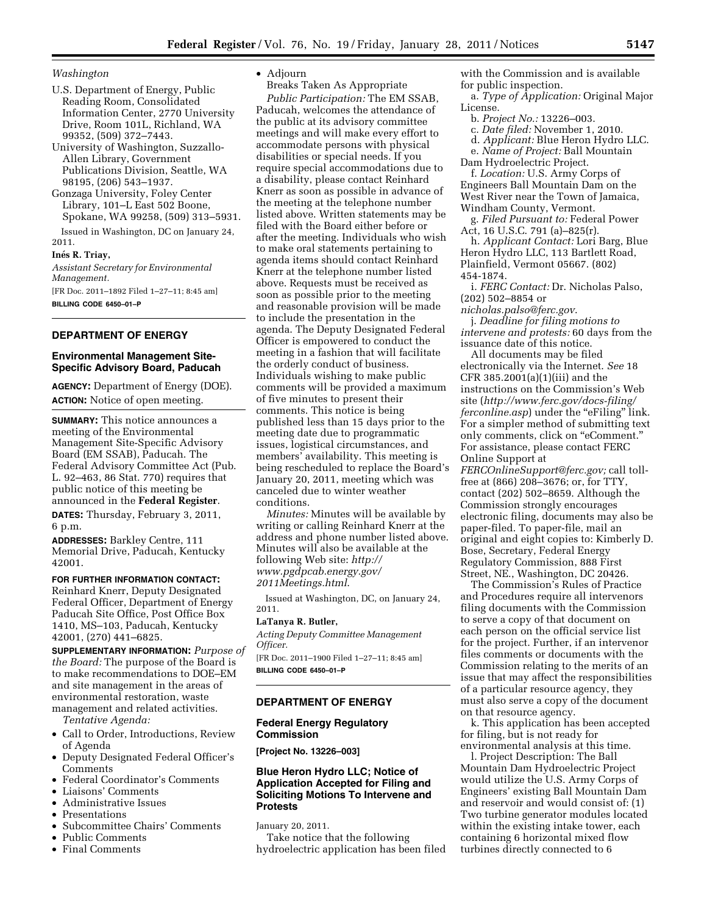*Washington*

U.S. Department of Energy, Public Reading Room, Consolidated Information Center, 2770 University Drive, Room 101L, Richland, WA 99352, (509) 372–7443.

University of Washington, Suzzallo-Allen Library, Government Publications Division, Seattle, WA 98195, (206) 543–1937.

Gonzaga University, Foley Center Library, 101–L East 502 Boone, Spokane, WA 99258, (509) 313–5931.

Issued in Washington, DC on January 24, 2011.

**Inés R. Triay,**

*Assistant Secretary for Environmental Management.*

[FR Doc. 2011–1892 Filed 1–27–11; 8:45 am]

**BILLING CODE 6450–01–P**

---

## DEPARTMENT OF ENERGY

### Environmental Management Site-Specific Advisory Board, Paducah

**AGENCY:** Department of Energy (DOE).

**ACTION:** Notice of open meeting.

**SUMMARY:** This notice announces a meeting of the Environmental Management Site-Specific Advisory Board (EM SSAB), Paducah. The Federal Advisory Committee Act (Pub. L. 92–463, 86 Stat. 770) requires that public notice of this meeting be announced in the **Federal Register**.

**DATES:** Thursday, February 3, 2011, 6 p.m.

**ADDRESSES:** Barkley Centre, 111 Memorial Drive, Paducah, Kentucky 42001.

**FOR FURTHER INFORMATION CONTACT:** Reinhard Knerr, Deputy Designated Federal Officer, Department of Energy Paducah Site Office, Post Office Box 1410, MS–103, Paducah, Kentucky 42001, (270) 441–6825.

**SUPPLEMENTARY INFORMATION:** *Purpose of the Board:* The purpose of the Board is to make recommendations to DOE–EM and site management in the areas of environmental restoration, waste management and related activities.

*Tentative Agenda:*

- Call to Order, Introductions, Review of Agenda
- Deputy Designated Federal Officer's Comments
- Federal Coordinator's Comments
- Liaisons' Comments
- Administrative Issues
- Presentations
- Subcommittee Chairs' Comments
- Public Comments
- Final Comments
- Adjourn

Breaks Taken As Appropriate

*Public Participation:* The EM SSAB, Paducah, welcomes the attendance of the public at its advisory committee meetings and will make every effort to accommodate persons with physical disabilities or special needs. If you require special accommodations due to a disability, please contact Reinhard Knerr as soon as possible in advance of the meeting at the telephone number listed above. Written statements may be filed with the Board either before or after the meeting. Individuals who wish to make oral statements pertaining to agenda items should contact Reinhard Knerr at the telephone number listed above. Requests must be received as soon as possible prior to the meeting and reasonable provision will be made to include the presentation in the agenda. The Deputy Designated Federal Officer is empowered to conduct the meeting in a fashion that will facilitate the orderly conduct of business. Individuals wishing to make public comments will be provided a maximum of five minutes to present their comments. This notice is being published less than 15 days prior to the meeting date due to programmatic issues, logistical circumstances, and members' availability. This meeting is being rescheduled to replace the Board's January 20, 2011, meeting which was canceled due to winter weather conditions.

*Minutes:* Minutes will be available by writing or calling Reinhard Knerr at the address and phone number listed above. Minutes will also be available at the following Web site: *http://www.pgdpcab.energy.gov/2011Meetings.html*.

Issued at Washington, DC, on January 24, 2011.

**LaTanya R. Butler,**

*Acting Deputy Committee Management Officer.*

[FR Doc. 2011–1900 Filed 1–27–11; 8:45 am]

**BILLING CODE 6450–01–P**

---

## DEPARTMENT OF ENERGY

### Federal Energy Regulatory Commission

**[Project No. 13226–003]**

### Blue Heron Hydro LLC; Notice of Application Accepted for Filing and Soliciting Motions To Intervene and Protests

January 20, 2011.

Take notice that the following hydroelectric application has been filed with the Commission and is available for public inspection.

a. *Type of Application:* Original Major License.

b. *Project No.:* 13226–003.

c. *Date filed:* November 1, 2010.

d. *Applicant:* Blue Heron Hydro LLC.

e. *Name of Project:* Ball Mountain Dam Hydroelectric Project.

f. *Location:* U.S. Army Corps of Engineers Ball Mountain Dam on the West River near the Town of Jamaica, Windham County, Vermont.

g. *Filed Pursuant to:* Federal Power Act, 16 U.S.C. 791 (a)–825(r).

h. *Applicant Contact:* Lori Barg, Blue Heron Hydro LLC, 113 Bartlett Road, Plainfield, Vermont 05667. (802) 454-1874.

i. *FERC Contact:* Dr. Nicholas Palso, (202) 502–8854 or *nicholas.palso@ferc.gov*.

j. *Deadline for filing motions to intervene and protests:* 60 days from the issuance date of this notice.

All documents may be filed electronically via the Internet. *See* 18 CFR 385.2001(a)(1)(iii) and the instructions on the Commission's Web site (*http://www.ferc.gov/docs-filing/ferconline.asp*) under the "eFiling" link. For a simpler method of submitting text only comments, click on "eComment." For assistance, please contact FERC Online Support at *FERCOnlineSupport@ferc.gov;* call toll-free at (866) 208–3676; or, for TTY, contact (202) 502–8659. Although the Commission strongly encourages electronic filing, documents may also be paper-filed. To paper-file, mail an original and eight copies to: Kimberly D. Bose, Secretary, Federal Energy Regulatory Commission, 888 First Street, NE., Washington, DC 20426.

The Commission's Rules of Practice and Procedures require all intervenors filing documents with the Commission to serve a copy of that document on each person on the official service list for the project. Further, if an intervenor files comments or documents with the Commission relating to the merits of an issue that may affect the responsibilities of a particular resource agency, they must also serve a copy of the document on that resource agency.

k. This application has been accepted for filing, but is not ready for environmental analysis at this time.

l. Project Description: The Ball Mountain Dam Hydroelectric Project would utilize the U.S. Army Corps of Engineers' existing Ball Mountain Dam and reservoir and would consist of: (1) Two turbine generator modules located within the existing intake tower, each containing 6 horizontal mixed flow turbines directly connected to 6